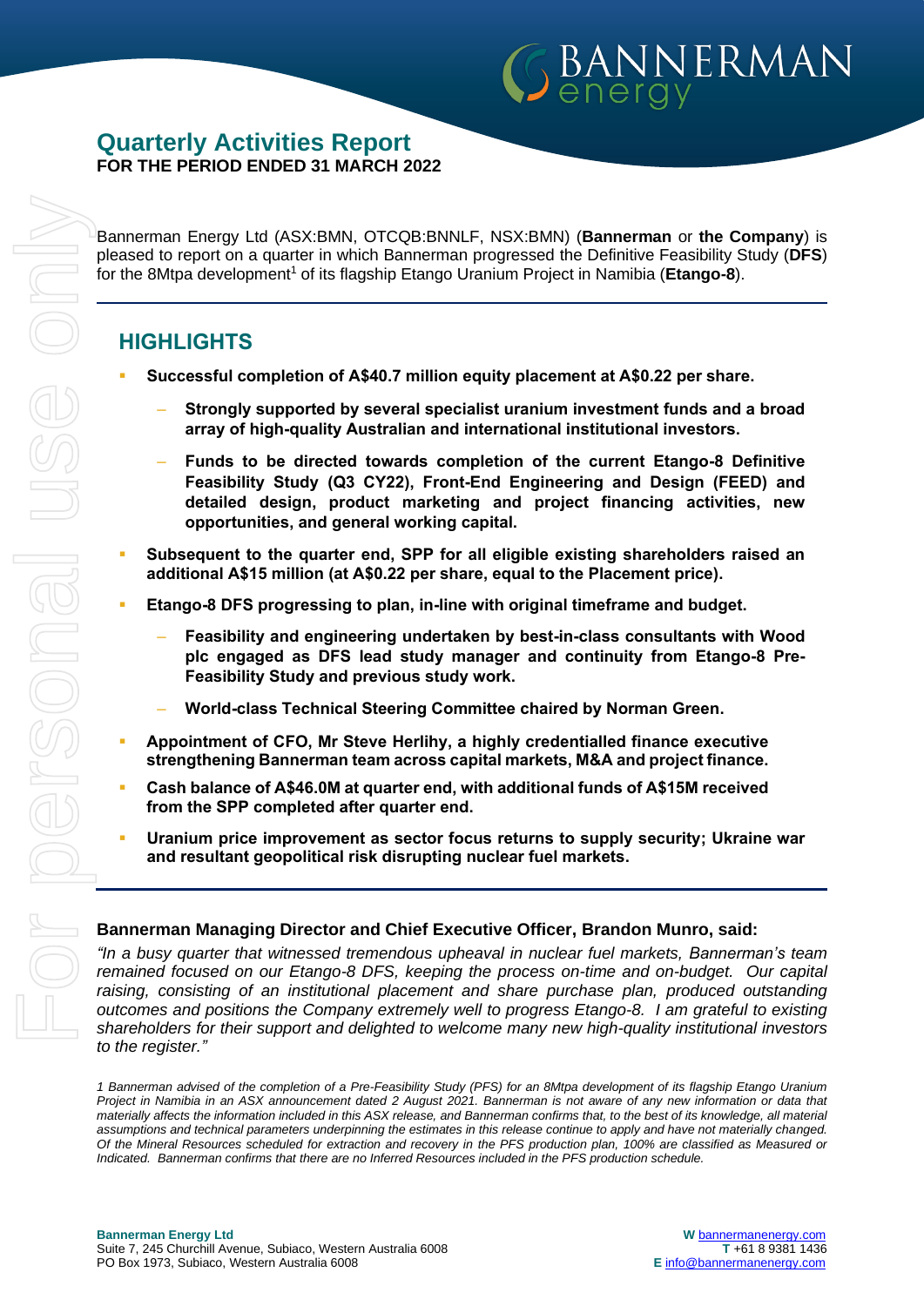# Quarterly Activities Report

**FOR THE PERIOD ENDED 31 MARCH 2022**

Bannerman Energy Ltd (ASX:BMN, OTCQB:BNNLF, NSX:BMN) (**Bannerman** or **the Company**) is pleased to report on a quarter in which Bannerman progressed the Definitive Feasibility Study (**DFS**) for the 8Mtpa development[1] of its flagship Etango Uranium Project in Namibia (**Etango-8**).

## HIGHLIGHTS

- **Successful completion of A$40.7 million equity placement at A$0.22 per share.**
  - **Strongly supported by several specialist uranium investment funds and a broad array of high-quality Australian and international institutional investors.**
  - **Funds to be directed towards completion of the current Etango-8 Definitive Feasibility Study (Q3 CY22), Front-End Engineering and Design (FEED) and detailed design, product marketing and project financing activities, new opportunities, and general working capital.**
- **Subsequent to the quarter end, SPP for all eligible existing shareholders raised an additional A$15 million (at A$0.22 per share, equal to the Placement price).**
- **Etango-8 DFS progressing to plan, in-line with original timeframe and budget.**
  - **Feasibility and engineering undertaken by best-in-class consultants with Wood plc engaged as DFS lead study manager and continuity from Etango-8 Pre-Feasibility Study and previous study work.**
  - **World-class Technical Steering Committee chaired by Norman Green.**
- **Appointment of CFO, Mr Steve Herlihy, a highly credentialled finance executive strengthening Bannerman team across capital markets, M&A and project finance.**
- **Cash balance of A$46.0M at quarter end, with additional funds of A$15M received from the SPP completed after quarter end.**
- **Uranium price improvement as sector focus returns to supply security; Ukraine war and resultant geopolitical risk disrupting nuclear fuel markets.**

**Bannerman Managing Director and Chief Executive Officer, Brandon Munro, said:**

*"In a busy quarter that witnessed tremendous upheaval in nuclear fuel markets, Bannerman's team remained focused on our Etango-8 DFS, keeping the process on-time and on-budget. Our capital raising, consisting of an institutional placement and share purchase plan, produced outstanding outcomes and positions the Company extremely well to progress Etango-8. I am grateful to existing shareholders for their support and delighted to welcome many new high-quality institutional investors to the register."*

*1 Bannerman advised of the completion of a Pre-Feasibility Study (PFS) for an 8Mtpa development of its flagship Etango Uranium Project in Namibia in an ASX announcement dated 2 August 2021. Bannerman is not aware of any new information or data that materially affects the information included in this ASX release, and Bannerman confirms that, to the best of its knowledge, all material assumptions and technical parameters underpinning the estimates in this release continue to apply and have not materially changed. Of the Mineral Resources scheduled for extraction and recovery in the PFS production plan, 100% are classified as Measured or Indicated. Bannerman confirms that there are no Inferred Resources included in the PFS production schedule.*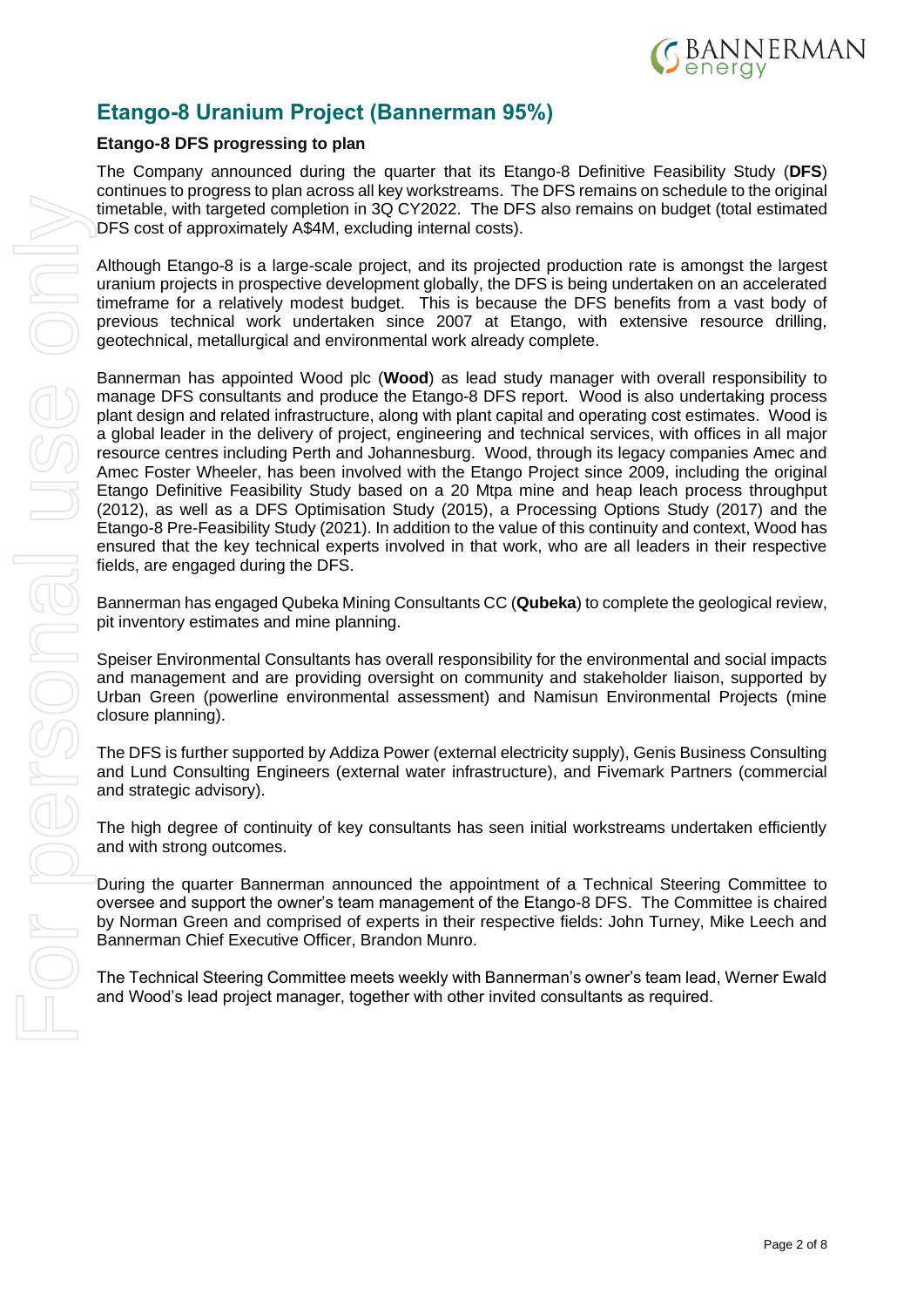## Etango-8 Uranium Project (Bannerman 95%)

**Etango-8 DFS progressing to plan**

The Company announced during the quarter that its Etango-8 Definitive Feasibility Study (**DFS**) continues to progress to plan across all key workstreams. The DFS remains on schedule to the original timetable, with targeted completion in 3Q CY2022. The DFS also remains on budget (total estimated DFS cost of approximately A$4M, excluding internal costs).

Although Etango-8 is a large-scale project, and its projected production rate is amongst the largest uranium projects in prospective development globally, the DFS is being undertaken on an accelerated timeframe for a relatively modest budget. This is because the DFS benefits from a vast body of previous technical work undertaken since 2007 at Etango, with extensive resource drilling, geotechnical, metallurgical and environmental work already complete.

Bannerman has appointed Wood plc (**Wood**) as lead study manager with overall responsibility to manage DFS consultants and produce the Etango-8 DFS report. Wood is also undertaking process plant design and related infrastructure, along with plant capital and operating cost estimates. Wood is a global leader in the delivery of project, engineering and technical services, with offices in all major resource centres including Perth and Johannesburg. Wood, through its legacy companies Amec and Amec Foster Wheeler, has been involved with the Etango Project since 2009, including the original Etango Definitive Feasibility Study based on a 20 Mtpa mine and heap leach process throughput (2012), as well as a DFS Optimisation Study (2015), a Processing Options Study (2017) and the Etango-8 Pre-Feasibility Study (2021). In addition to the value of this continuity and context, Wood has ensured that the key technical experts involved in that work, who are all leaders in their respective fields, are engaged during the DFS.

Bannerman has engaged Qubeka Mining Consultants CC (**Qubeka**) to complete the geological review, pit inventory estimates and mine planning.

Speiser Environmental Consultants has overall responsibility for the environmental and social impacts and management and are providing oversight on community and stakeholder liaison, supported by Urban Green (powerline environmental assessment) and Namisun Environmental Projects (mine closure planning).

The DFS is further supported by Addiza Power (external electricity supply), Genis Business Consulting and Lund Consulting Engineers (external water infrastructure), and Fivemark Partners (commercial and strategic advisory).

The high degree of continuity of key consultants has seen initial workstreams undertaken efficiently and with strong outcomes.

During the quarter Bannerman announced the appointment of a Technical Steering Committee to oversee and support the owner's team management of the Etango-8 DFS. The Committee is chaired by Norman Green and comprised of experts in their respective fields: John Turney, Mike Leech and Bannerman Chief Executive Officer, Brandon Munro.

The Technical Steering Committee meets weekly with Bannerman's owner's team lead, Werner Ewald and Wood's lead project manager, together with other invited consultants as required.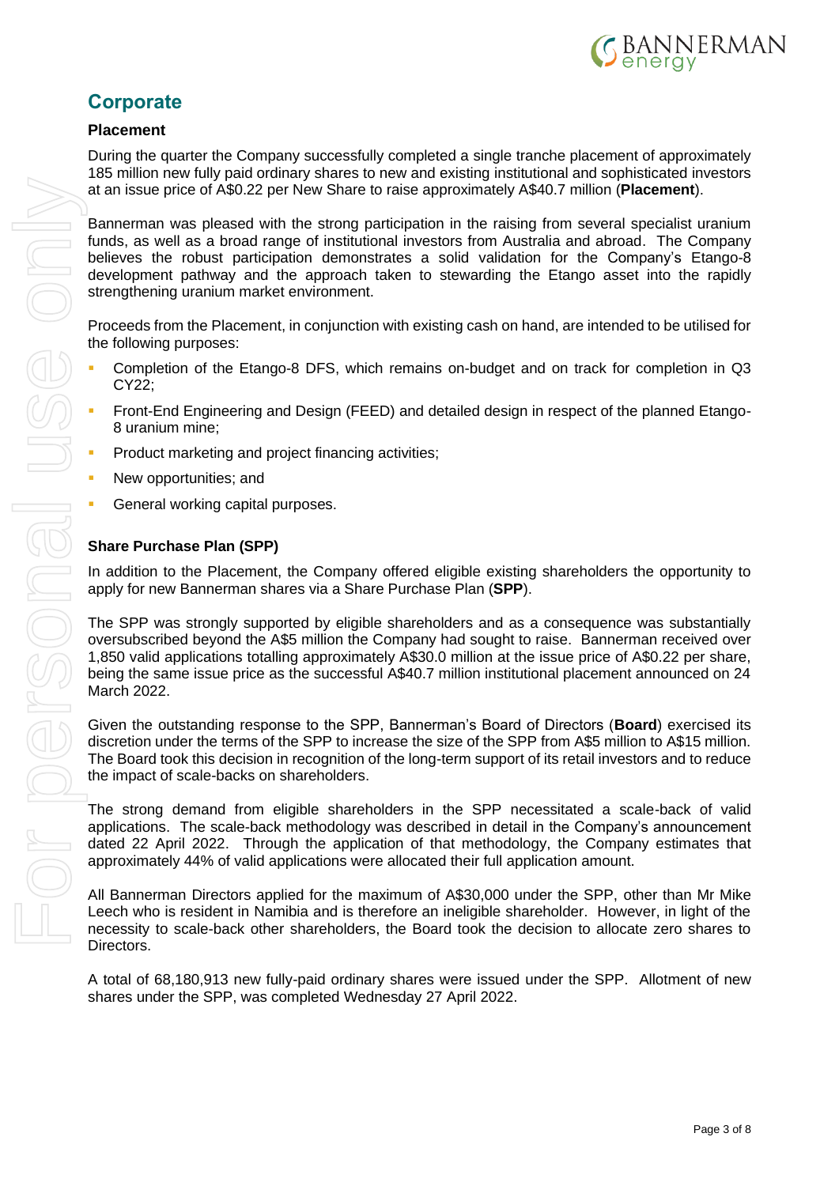## Corporate

### Placement

During the quarter the Company successfully completed a single tranche placement of approximately 185 million new fully paid ordinary shares to new and existing institutional and sophisticated investors at an issue price of A$0.22 per New Share to raise approximately A$40.7 million (**Placement**).

Bannerman was pleased with the strong participation in the raising from several specialist uranium funds, as well as a broad range of institutional investors from Australia and abroad. The Company believes the robust participation demonstrates a solid validation for the Company's Etango-8 development pathway and the approach taken to stewarding the Etango asset into the rapidly strengthening uranium market environment.

Proceeds from the Placement, in conjunction with existing cash on hand, are intended to be utilised for the following purposes:

- Completion of the Etango-8 DFS, which remains on-budget and on track for completion in Q3 CY22;
- Front-End Engineering and Design (FEED) and detailed design in respect of the planned Etango-8 uranium mine;
- Product marketing and project financing activities;
- New opportunities; and
- General working capital purposes.

### Share Purchase Plan (SPP)

In addition to the Placement, the Company offered eligible existing shareholders the opportunity to apply for new Bannerman shares via a Share Purchase Plan (**SPP**).

The SPP was strongly supported by eligible shareholders and as a consequence was substantially oversubscribed beyond the A$5 million the Company had sought to raise. Bannerman received over 1,850 valid applications totalling approximately A$30.0 million at the issue price of A$0.22 per share, being the same issue price as the successful A$40.7 million institutional placement announced on 24 March 2022.

Given the outstanding response to the SPP, Bannerman's Board of Directors (**Board**) exercised its discretion under the terms of the SPP to increase the size of the SPP from A$5 million to A$15 million. The Board took this decision in recognition of the long-term support of its retail investors and to reduce the impact of scale-backs on shareholders.

The strong demand from eligible shareholders in the SPP necessitated a scale-back of valid applications. The scale-back methodology was described in detail in the Company's announcement dated 22 April 2022. Through the application of that methodology, the Company estimates that approximately 44% of valid applications were allocated their full application amount.

All Bannerman Directors applied for the maximum of A$30,000 under the SPP, other than Mr Mike Leech who is resident in Namibia and is therefore an ineligible shareholder. However, in light of the necessity to scale-back other shareholders, the Board took the decision to allocate zero shares to Directors.

A total of 68,180,913 new fully-paid ordinary shares were issued under the SPP. Allotment of new shares under the SPP, was completed Wednesday 27 April 2022.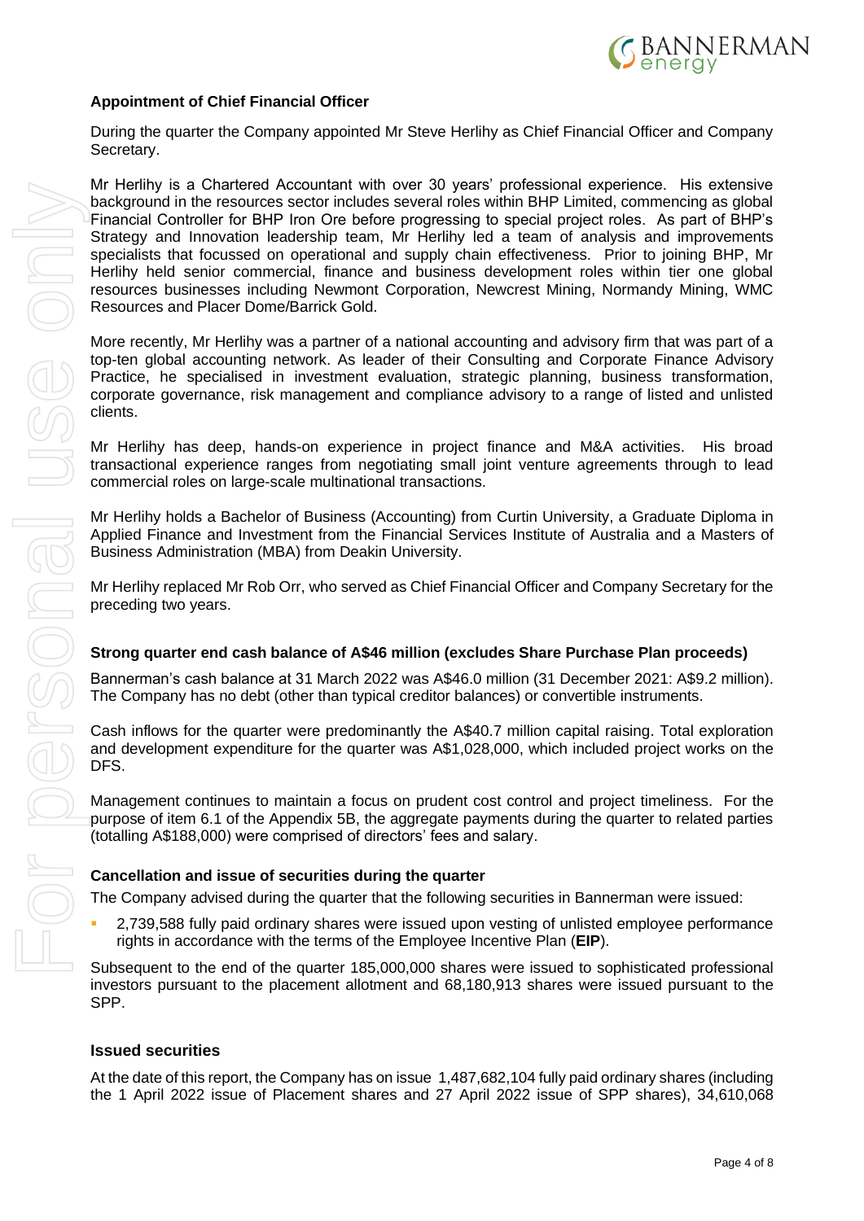### Appointment of Chief Financial Officer

During the quarter the Company appointed Mr Steve Herlihy as Chief Financial Officer and Company Secretary.

Mr Herlihy is a Chartered Accountant with over 30 years' professional experience. His extensive background in the resources sector includes several roles within BHP Limited, commencing as global Financial Controller for BHP Iron Ore before progressing to special project roles. As part of BHP's Strategy and Innovation leadership team, Mr Herlihy led a team of analysis and improvements specialists that focussed on operational and supply chain effectiveness. Prior to joining BHP, Mr Herlihy held senior commercial, finance and business development roles within tier one global resources businesses including Newmont Corporation, Newcrest Mining, Normandy Mining, WMC Resources and Placer Dome/Barrick Gold.

More recently, Mr Herlihy was a partner of a national accounting and advisory firm that was part of a top-ten global accounting network. As leader of their Consulting and Corporate Finance Advisory Practice, he specialised in investment evaluation, strategic planning, business transformation, corporate governance, risk management and compliance advisory to a range of listed and unlisted clients.

Mr Herlihy has deep, hands-on experience in project finance and M&A activities. His broad transactional experience ranges from negotiating small joint venture agreements through to lead commercial roles on large-scale multinational transactions.

Mr Herlihy holds a Bachelor of Business (Accounting) from Curtin University, a Graduate Diploma in Applied Finance and Investment from the Financial Services Institute of Australia and a Masters of Business Administration (MBA) from Deakin University.

Mr Herlihy replaced Mr Rob Orr, who served as Chief Financial Officer and Company Secretary for the preceding two years.

### Strong quarter end cash balance of A$46 million (excludes Share Purchase Plan proceeds)

Bannerman's cash balance at 31 March 2022 was A$46.0 million (31 December 2021: A$9.2 million). The Company has no debt (other than typical creditor balances) or convertible instruments.

Cash inflows for the quarter were predominantly the A$40.7 million capital raising. Total exploration and development expenditure for the quarter was A$1,028,000, which included project works on the DFS.

Management continues to maintain a focus on prudent cost control and project timeliness. For the purpose of item 6.1 of the Appendix 5B, the aggregate payments during the quarter to related parties (totalling A$188,000) were comprised of directors' fees and salary.

### Cancellation and issue of securities during the quarter

The Company advised during the quarter that the following securities in Bannerman were issued:

- 2,739,588 fully paid ordinary shares were issued upon vesting of unlisted employee performance rights in accordance with the terms of the Employee Incentive Plan (**EIP**).

Subsequent to the end of the quarter 185,000,000 shares were issued to sophisticated professional investors pursuant to the placement allotment and 68,180,913 shares were issued pursuant to the SPP.

### Issued securities

At the date of this report, the Company has on issue 1,487,682,104 fully paid ordinary shares (including the 1 April 2022 issue of Placement shares and 27 April 2022 issue of SPP shares), 34,610,068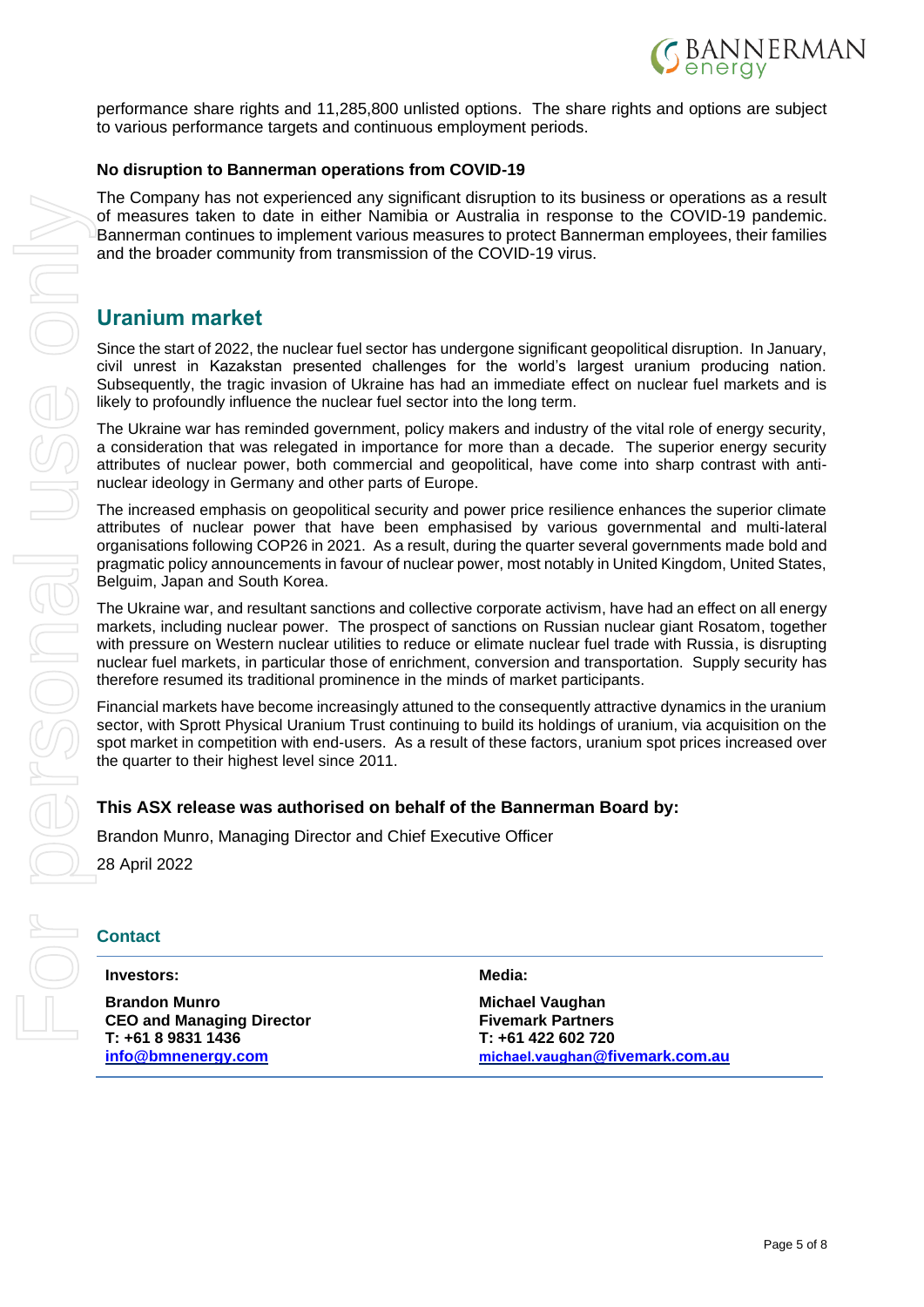performance share rights and 11,285,800 unlisted options. The share rights and options are subject to various performance targets and continuous employment periods.

**No disruption to Bannerman operations from COVID-19**

The Company has not experienced any significant disruption to its business or operations as a result of measures taken to date in either Namibia or Australia in response to the COVID-19 pandemic. Bannerman continues to implement various measures to protect Bannerman employees, their families and the broader community from transmission of the COVID-19 virus.

## Uranium market

Since the start of 2022, the nuclear fuel sector has undergone significant geopolitical disruption. In January, civil unrest in Kazakstan presented challenges for the world's largest uranium producing nation. Subsequently, the tragic invasion of Ukraine has had an immediate effect on nuclear fuel markets and is likely to profoundly influence the nuclear fuel sector into the long term.

The Ukraine war has reminded government, policy makers and industry of the vital role of energy security, a consideration that was relegated in importance for more than a decade. The superior energy security attributes of nuclear power, both commercial and geopolitical, have come into sharp contrast with anti-nuclear ideology in Germany and other parts of Europe.

The increased emphasis on geopolitical security and power price resilience enhances the superior climate attributes of nuclear power that have been emphasised by various governmental and multi-lateral organisations following COP26 in 2021. As a result, during the quarter several governments made bold and pragmatic policy announcements in favour of nuclear power, most notably in United Kingdom, United States, Belguim, Japan and South Korea.

The Ukraine war, and resultant sanctions and collective corporate activism, have had an effect on all energy markets, including nuclear power. The prospect of sanctions on Russian nuclear giant Rosatom, together with pressure on Western nuclear utilities to reduce or elimate nuclear fuel trade with Russia, is disrupting nuclear fuel markets, in particular those of enrichment, conversion and transportation. Supply security has therefore resumed its traditional prominence in the minds of market participants.

Financial markets have become increasingly attuned to the consequently attractive dynamics in the uranium sector, with Sprott Physical Uranium Trust continuing to build its holdings of uranium, via acquisition on the spot market in competition with end-users. As a result of these factors, uranium spot prices increased over the quarter to their highest level since 2011.

**This ASX release was authorised on behalf of the Bannerman Board by:**

Brandon Munro, Managing Director and Chief Executive Officer

28 April 2022

### Contact

**Investors:**

**Brandon Munro**
**CEO and Managing Director**
**T: +61 8 9831 1436**
**info@bmnenergy.com**

**Media:**

**Michael Vaughan**
**Fivemark Partners**
**T: +61 422 602 720**
**michael.vaughan@fivemark.com.au**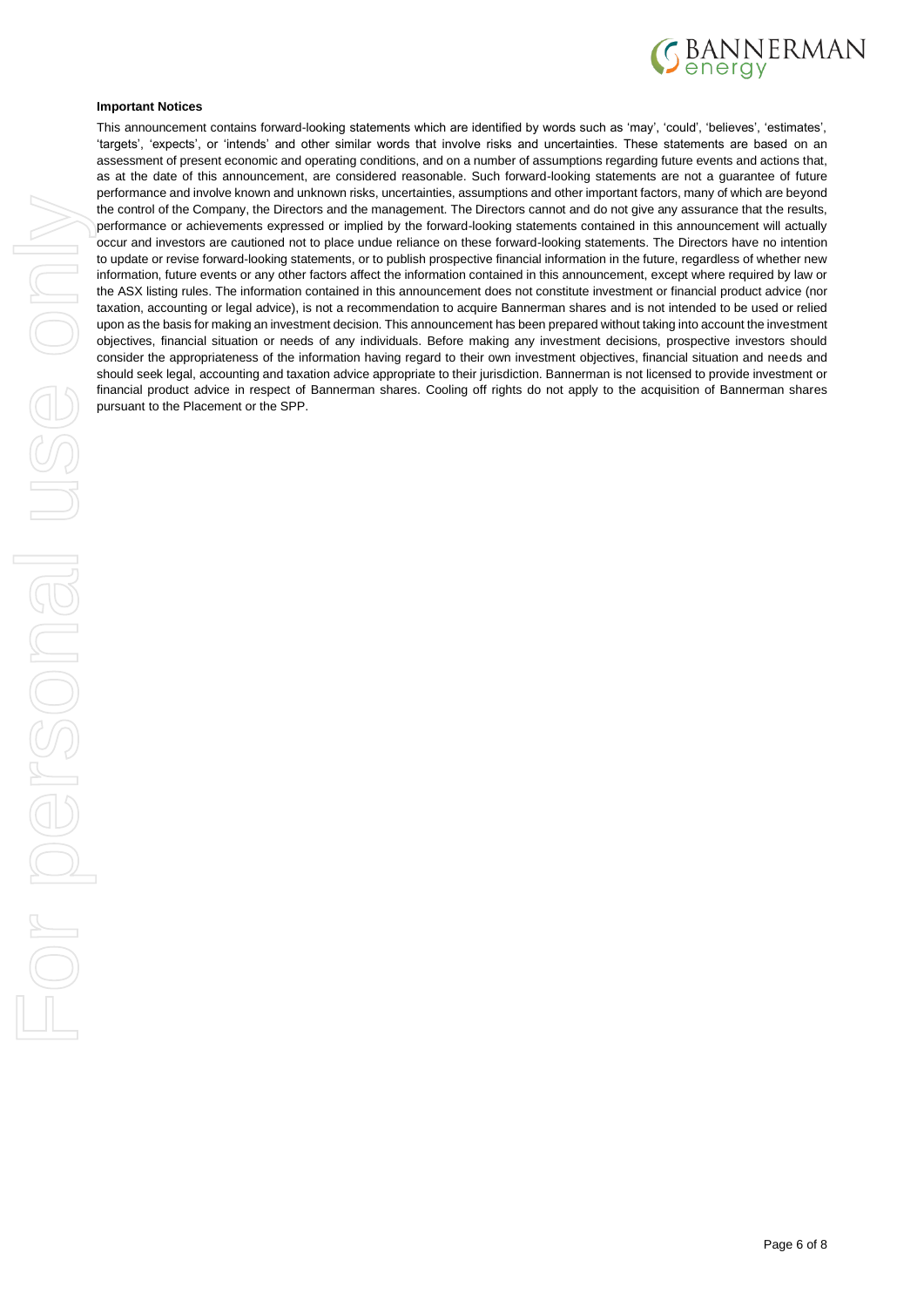**Important Notices**

This announcement contains forward-looking statements which are identified by words such as 'may', 'could', 'believes', 'estimates', 'targets', 'expects', or 'intends' and other similar words that involve risks and uncertainties. These statements are based on an assessment of present economic and operating conditions, and on a number of assumptions regarding future events and actions that, as at the date of this announcement, are considered reasonable. Such forward-looking statements are not a guarantee of future performance and involve known and unknown risks, uncertainties, assumptions and other important factors, many of which are beyond the control of the Company, the Directors and the management. The Directors cannot and do not give any assurance that the results, performance or achievements expressed or implied by the forward-looking statements contained in this announcement will actually occur and investors are cautioned not to place undue reliance on these forward-looking statements. The Directors have no intention to update or revise forward-looking statements, or to publish prospective financial information in the future, regardless of whether new information, future events or any other factors affect the information contained in this announcement, except where required by law or the ASX listing rules. The information contained in this announcement does not constitute investment or financial product advice (nor taxation, accounting or legal advice), is not a recommendation to acquire Bannerman shares and is not intended to be used or relied upon as the basis for making an investment decision. This announcement has been prepared without taking into account the investment objectives, financial situation or needs of any individuals. Before making any investment decisions, prospective investors should consider the appropriateness of the information having regard to their own investment objectives, financial situation and needs and should seek legal, accounting and taxation advice appropriate to their jurisdiction. Bannerman is not licensed to provide investment or financial product advice in respect of Bannerman shares. Cooling off rights do not apply to the acquisition of Bannerman shares pursuant to the Placement or the SPP.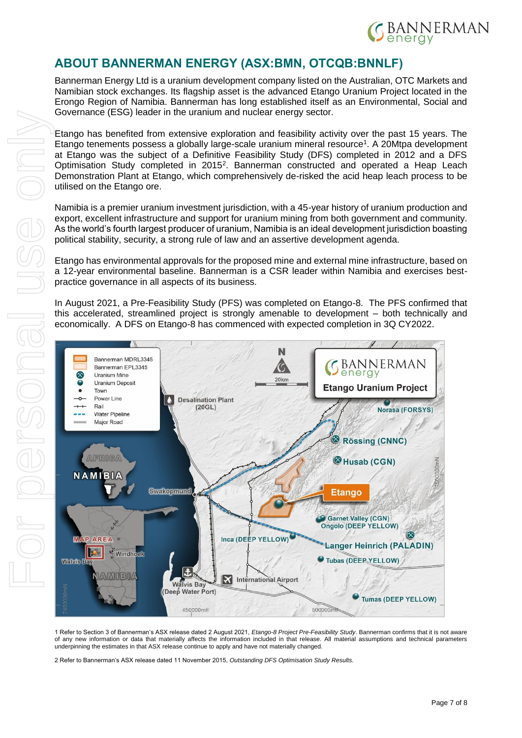## ABOUT BANNERMAN ENERGY (ASX:BMN, OTCQB:BNNLF)

Bannerman Energy Ltd is a uranium development company listed on the Australian, OTC Markets and Namibian stock exchanges. Its flagship asset is the advanced Etango Uranium Project located in the Erongo Region of Namibia. Bannerman has long established itself as an Environmental, Social and Governance (ESG) leader in the uranium and nuclear energy sector.

Etango has benefited from extensive exploration and feasibility activity over the past 15 years. The Etango tenements possess a globally large-scale uranium mineral resource[1]. A 20Mtpa development at Etango was the subject of a Definitive Feasibility Study (DFS) completed in 2012 and a DFS Optimisation Study completed in 2015[2]. Bannerman constructed and operated a Heap Leach Demonstration Plant at Etango, which comprehensively de-risked the acid heap leach process to be utilised on the Etango ore.

Namibia is a premier uranium investment jurisdiction, with a 45-year history of uranium production and export, excellent infrastructure and support for uranium mining from both government and community. As the world's fourth largest producer of uranium, Namibia is an ideal development jurisdiction boasting political stability, security, a strong rule of law and an assertive development agenda.

Etango has environmental approvals for the proposed mine and external mine infrastructure, based on a 12-year environmental baseline. Bannerman is a CSR leader within Namibia and exercises best-practice governance in all aspects of its business.

In August 2021, a Pre-Feasibility Study (PFS) was completed on Etango-8. The PFS confirmed that this accelerated, streamlined project is strongly amenable to development – both technically and economically. A DFS on Etango-8 has commenced with expected completion in 3Q CY2022.

1 Refer to Section 3 of Bannerman's ASX release dated 2 August 2021, *Etango-8 Project Pre-Feasibility Study*. Bannerman confirms that it is not aware of any new information or data that materially affects the information included in that release. All material assumptions and technical parameters underpinning the estimates in that ASX release continue to apply and have not materially changed.

2 Refer to Bannerman's ASX release dated 11 November 2015, *Outstanding DFS Optimisation Study Results*.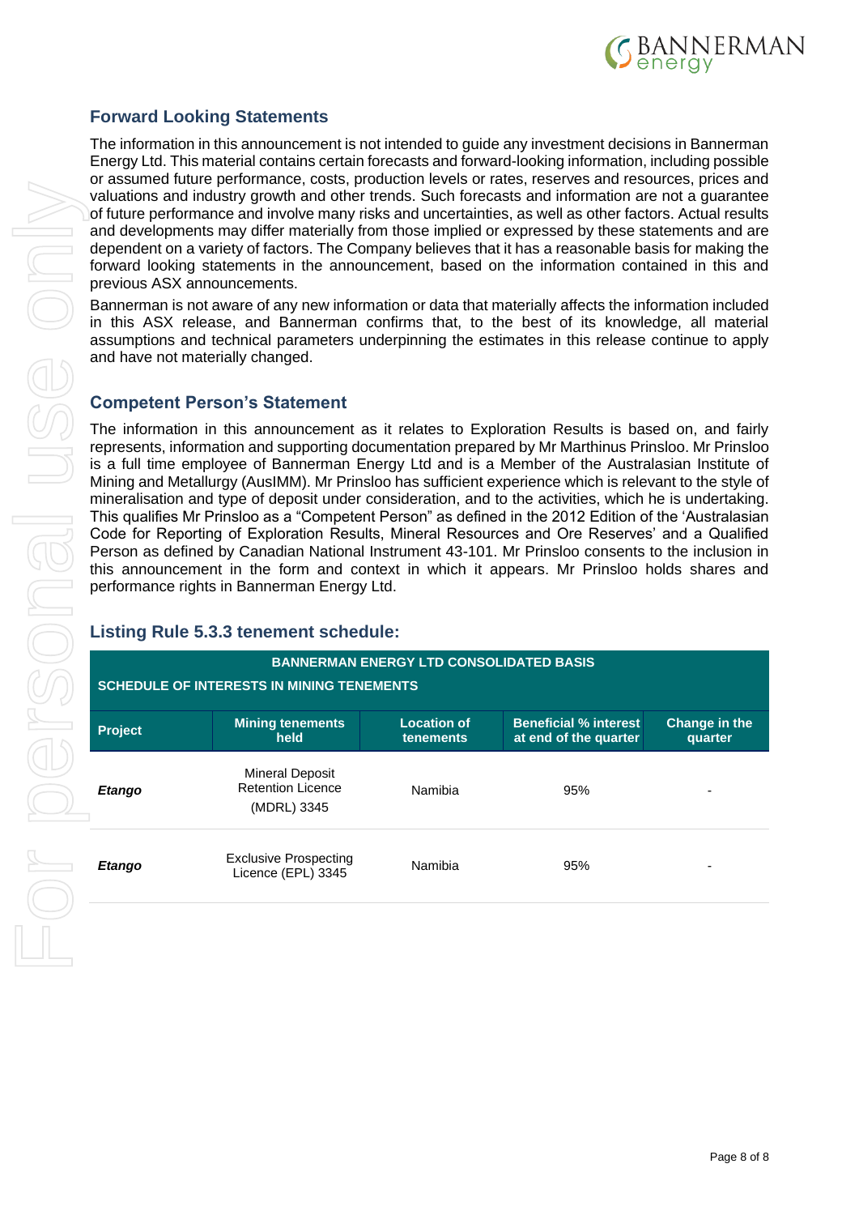## Forward Looking Statements

The information in this announcement is not intended to guide any investment decisions in Bannerman Energy Ltd. This material contains certain forecasts and forward-looking information, including possible or assumed future performance, costs, production levels or rates, reserves and resources, prices and valuations and industry growth and other trends. Such forecasts and information are not a guarantee of future performance and involve many risks and uncertainties, as well as other factors. Actual results and developments may differ materially from those implied or expressed by these statements and are dependent on a variety of factors. The Company believes that it has a reasonable basis for making the forward looking statements in the announcement, based on the information contained in this and previous ASX announcements.

Bannerman is not aware of any new information or data that materially affects the information included in this ASX release, and Bannerman confirms that, to the best of its knowledge, all material assumptions and technical parameters underpinning the estimates in this release continue to apply and have not materially changed.

## Competent Person's Statement

The information in this announcement as it relates to Exploration Results is based on, and fairly represents, information and supporting documentation prepared by Mr Marthinus Prinsloo. Mr Prinsloo is a full time employee of Bannerman Energy Ltd and is a Member of the Australasian Institute of Mining and Metallurgy (AusIMM). Mr Prinsloo has sufficient experience which is relevant to the style of mineralisation and type of deposit under consideration, and to the activities, which he is undertaking. This qualifies Mr Prinsloo as a "Competent Person" as defined in the 2012 Edition of the 'Australasian Code for Reporting of Exploration Results, Mineral Resources and Ore Reserves' and a Qualified Person as defined by Canadian National Instrument 43-101. Mr Prinsloo consents to the inclusion in this announcement in the form and context in which it appears. Mr Prinsloo holds shares and performance rights in Bannerman Energy Ltd.

## Listing Rule 5.3.3 tenement schedule:

**BANNERMAN ENERGY LTD CONSOLIDATED BASIS**

**SCHEDULE OF INTERESTS IN MINING TENEMENTS**

| Project | Mining tenements held | Location of tenements | Beneficial % interest at end of the quarter | Change in the quarter |
|---|---|---|---|---|
| *Etango* | Mineral Deposit Retention Licence (MDRL) 3345 | Namibia | 95% | - |
| *Etango* | Exclusive Prospecting Licence (EPL) 3345 | Namibia | 95% | - |